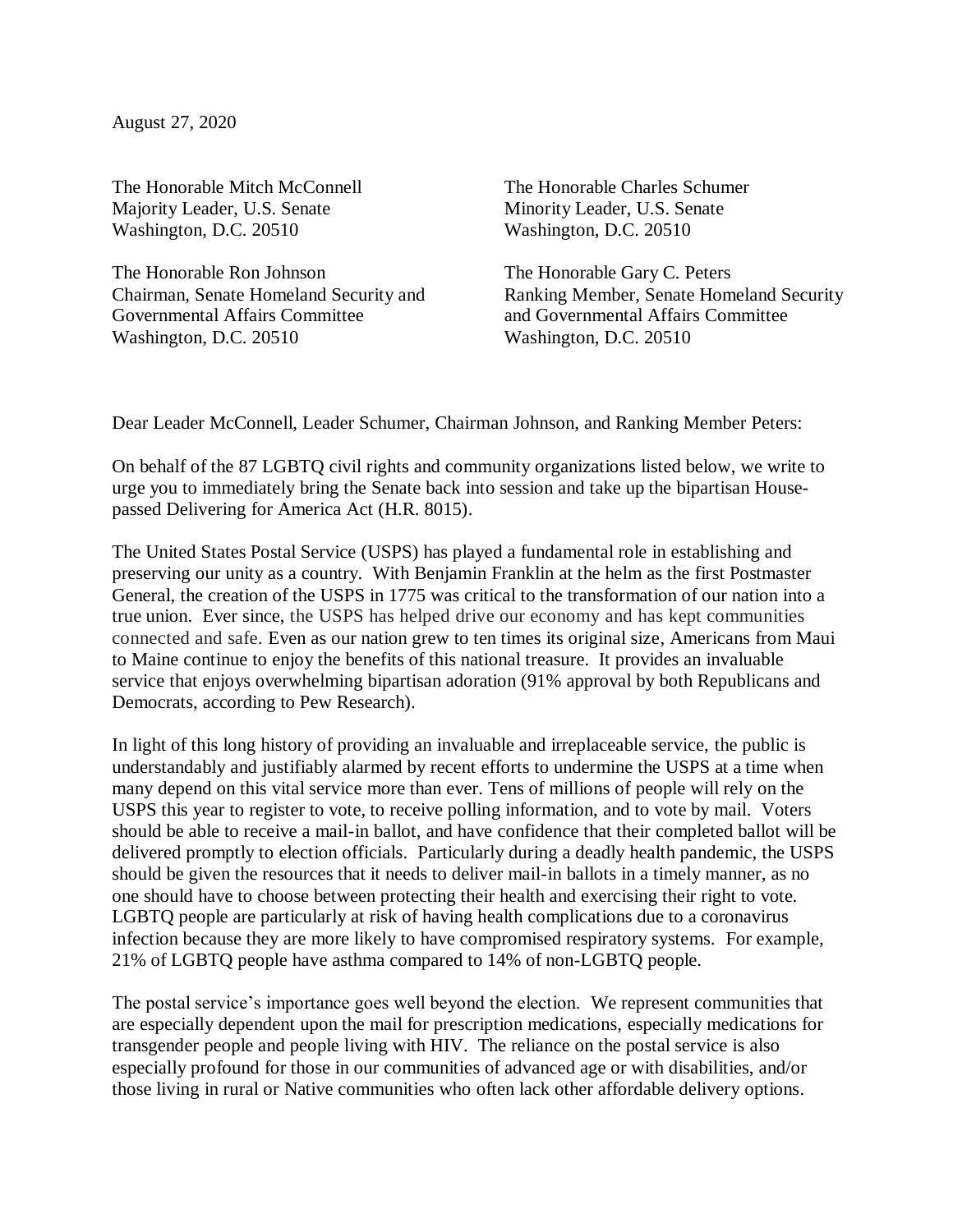August 27, 2020

The Honorable Mitch McConnell
Majority Leader, U.S. Senate
Washington, D.C. 20510

The Honorable Charles Schumer
Minority Leader, U.S. Senate
Washington, D.C. 20510

The Honorable Ron Johnson
Chairman, Senate Homeland Security and Governmental Affairs Committee
Washington, D.C. 20510

The Honorable Gary C. Peters
Ranking Member, Senate Homeland Security and Governmental Affairs Committee
Washington, D.C. 20510

Dear Leader McConnell, Leader Schumer, Chairman Johnson, and Ranking Member Peters:

On behalf of the 87 LGBTQ civil rights and community organizations listed below, we write to urge you to immediately bring the Senate back into session and take up the bipartisan House-passed Delivering for America Act (H.R. 8015).

The United States Postal Service (USPS) has played a fundamental role in establishing and preserving our unity as a country. With Benjamin Franklin at the helm as the first Postmaster General, the creation of the USPS in 1775 was critical to the transformation of our nation into a true union. Ever since, the USPS has helped drive our economy and has kept communities connected and safe. Even as our nation grew to ten times its original size, Americans from Maui to Maine continue to enjoy the benefits of this national treasure. It provides an invaluable service that enjoys overwhelming bipartisan adoration (91% approval by both Republicans and Democrats, according to Pew Research).

In light of this long history of providing an invaluable and irreplaceable service, the public is understandably and justifiably alarmed by recent efforts to undermine the USPS at a time when many depend on this vital service more than ever. Tens of millions of people will rely on the USPS this year to register to vote, to receive polling information, and to vote by mail. Voters should be able to receive a mail-in ballot, and have confidence that their completed ballot will be delivered promptly to election officials. Particularly during a deadly health pandemic, the USPS should be given the resources that it needs to deliver mail-in ballots in a timely manner, as no one should have to choose between protecting their health and exercising their right to vote. LGBTQ people are particularly at risk of having health complications due to a coronavirus infection because they are more likely to have compromised respiratory systems. For example, 21% of LGBTQ people have asthma compared to 14% of non-LGBTQ people.

The postal service's importance goes well beyond the election. We represent communities that are especially dependent upon the mail for prescription medications, especially medications for transgender people and people living with HIV. The reliance on the postal service is also especially profound for those in our communities of advanced age or with disabilities, and/or those living in rural or Native communities who often lack other affordable delivery options.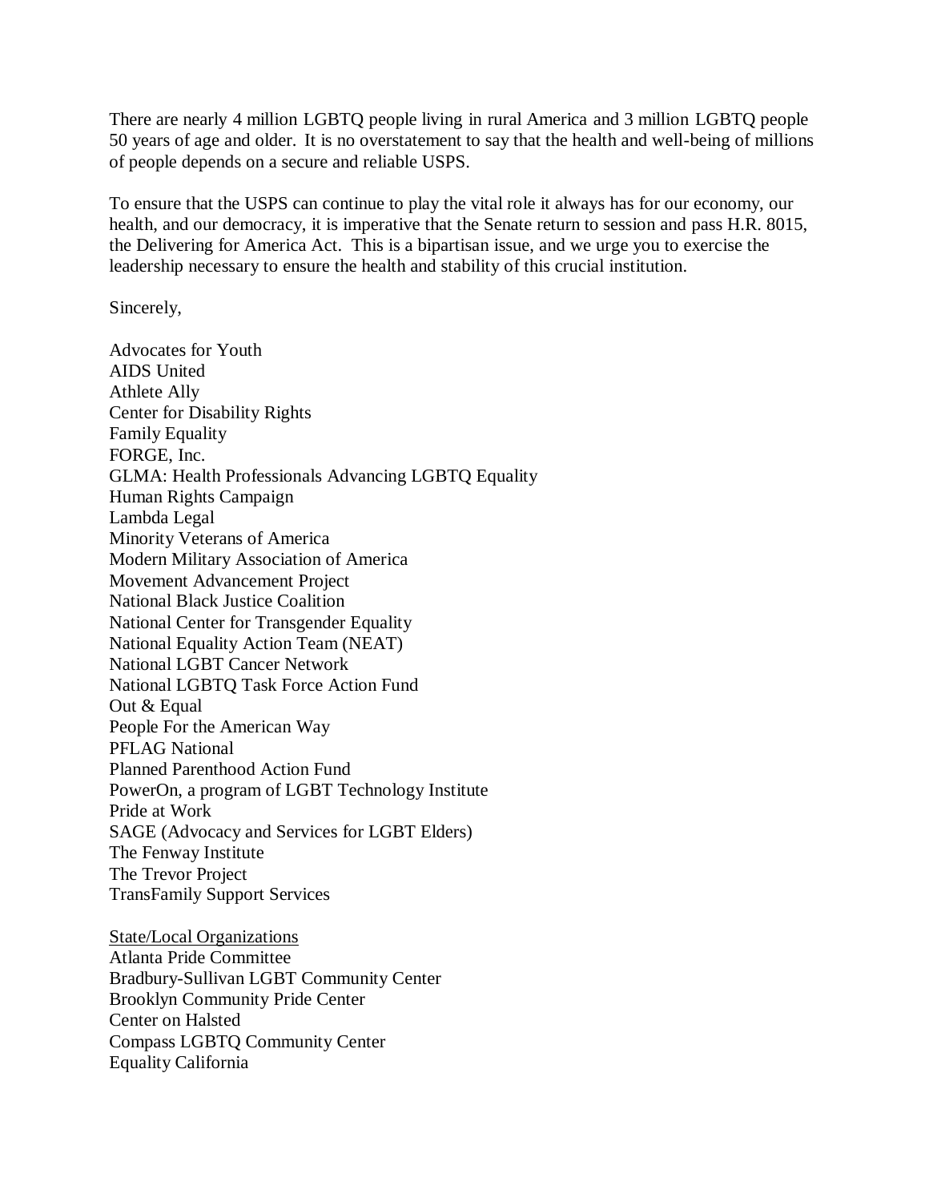There are nearly 4 million LGBTQ people living in rural America and 3 million LGBTQ people 50 years of age and older. It is no overstatement to say that the health and well-being of millions of people depends on a secure and reliable USPS.

To ensure that the USPS can continue to play the vital role it always has for our economy, our health, and our democracy, it is imperative that the Senate return to session and pass H.R. 8015, the Delivering for America Act. This is a bipartisan issue, and we urge you to exercise the leadership necessary to ensure the health and stability of this crucial institution.

Sincerely,

Advocates for Youth
AIDS United
Athlete Ally
Center for Disability Rights
Family Equality
FORGE, Inc.
GLMA: Health Professionals Advancing LGBTQ Equality
Human Rights Campaign
Lambda Legal
Minority Veterans of America
Modern Military Association of America
Movement Advancement Project
National Black Justice Coalition
National Center for Transgender Equality
National Equality Action Team (NEAT)
National LGBT Cancer Network
National LGBTQ Task Force Action Fund
Out & Equal
People For the American Way
PFLAG National
Planned Parenthood Action Fund
PowerOn, a program of LGBT Technology Institute
Pride at Work
SAGE (Advocacy and Services for LGBT Elders)
The Fenway Institute
The Trevor Project
TransFamily Support Services

<u>State/Local Organizations</u>
Atlanta Pride Committee
Bradbury-Sullivan LGBT Community Center
Brooklyn Community Pride Center
Center on Halsted
Compass LGBTQ Community Center
Equality California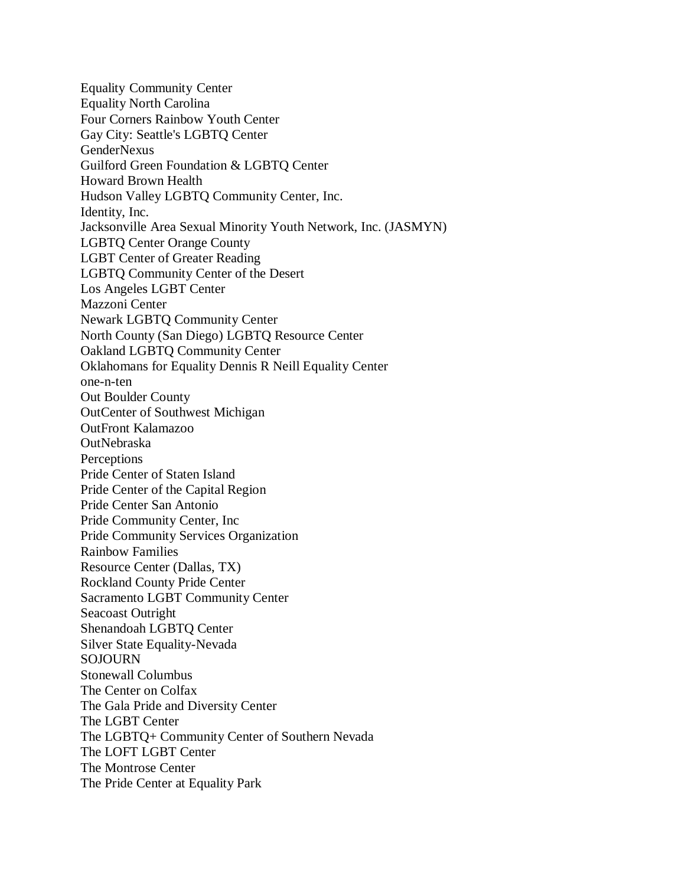Equality Community Center
Equality North Carolina
Four Corners Rainbow Youth Center
Gay City: Seattle's LGBTQ Center
GenderNexus
Guilford Green Foundation & LGBTQ Center
Howard Brown Health
Hudson Valley LGBTQ Community Center, Inc.
Identity, Inc.
Jacksonville Area Sexual Minority Youth Network, Inc. (JASMYN)
LGBTQ Center Orange County
LGBT Center of Greater Reading
LGBTQ Community Center of the Desert
Los Angeles LGBT Center
Mazzoni Center
Newark LGBTQ Community Center
North County (San Diego) LGBTQ Resource Center
Oakland LGBTQ Community Center
Oklahomans for Equality Dennis R Neill Equality Center
one-n-ten
Out Boulder County
OutCenter of Southwest Michigan
OutFront Kalamazoo
OutNebraska
Perceptions
Pride Center of Staten Island
Pride Center of the Capital Region
Pride Center San Antonio
Pride Community Center, Inc
Pride Community Services Organization
Rainbow Families
Resource Center (Dallas, TX)
Rockland County Pride Center
Sacramento LGBT Community Center
Seacoast Outright
Shenandoah LGBTQ Center
Silver State Equality-Nevada
SOJOURN
Stonewall Columbus
The Center on Colfax
The Gala Pride and Diversity Center
The LGBT Center
The LGBTQ+ Community Center of Southern Nevada
The LOFT LGBT Center
The Montrose Center
The Pride Center at Equality Park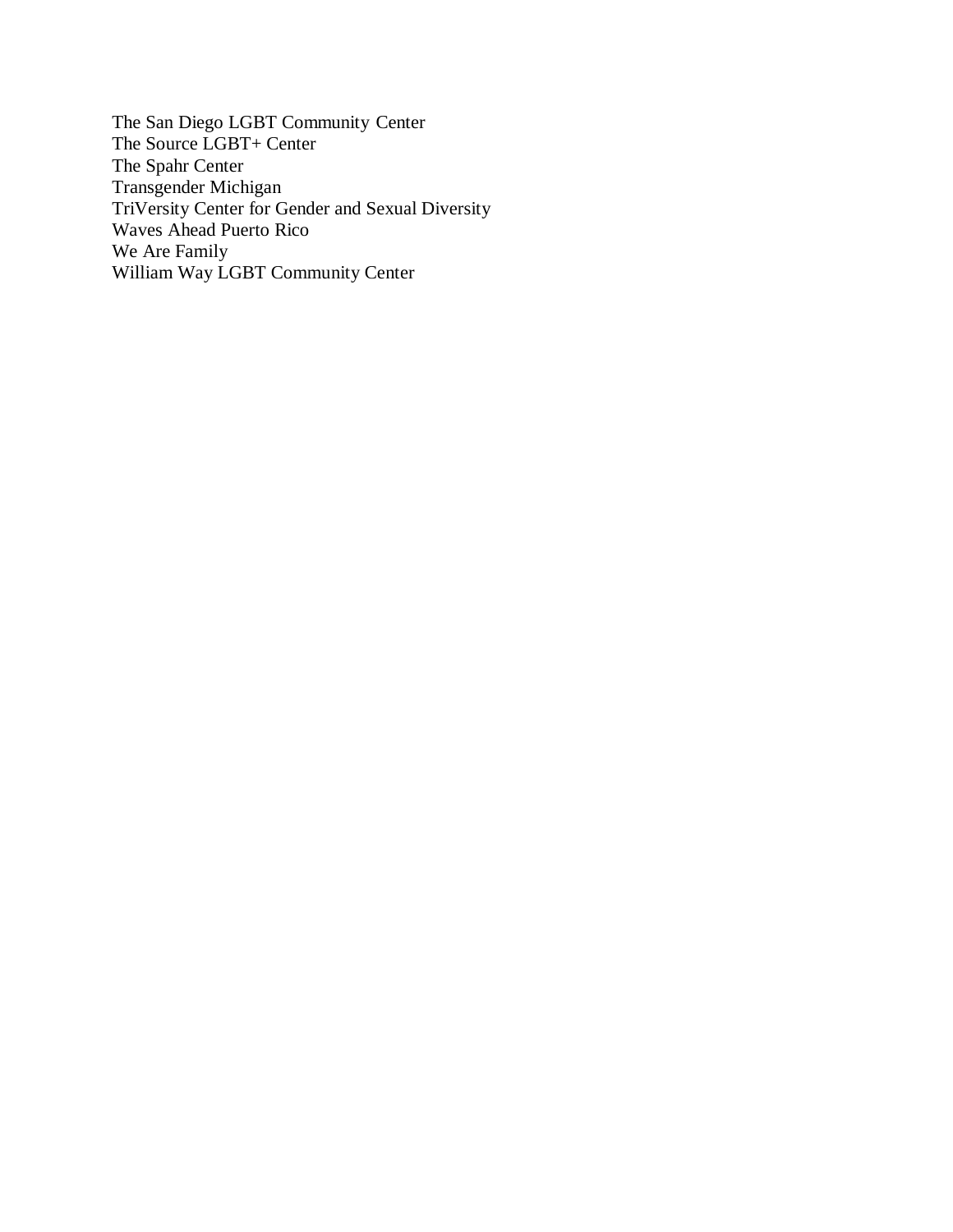The San Diego LGBT Community Center
The Source LGBT+ Center
The Spahr Center
Transgender Michigan
TriVersity Center for Gender and Sexual Diversity
Waves Ahead Puerto Rico
We Are Family
William Way LGBT Community Center